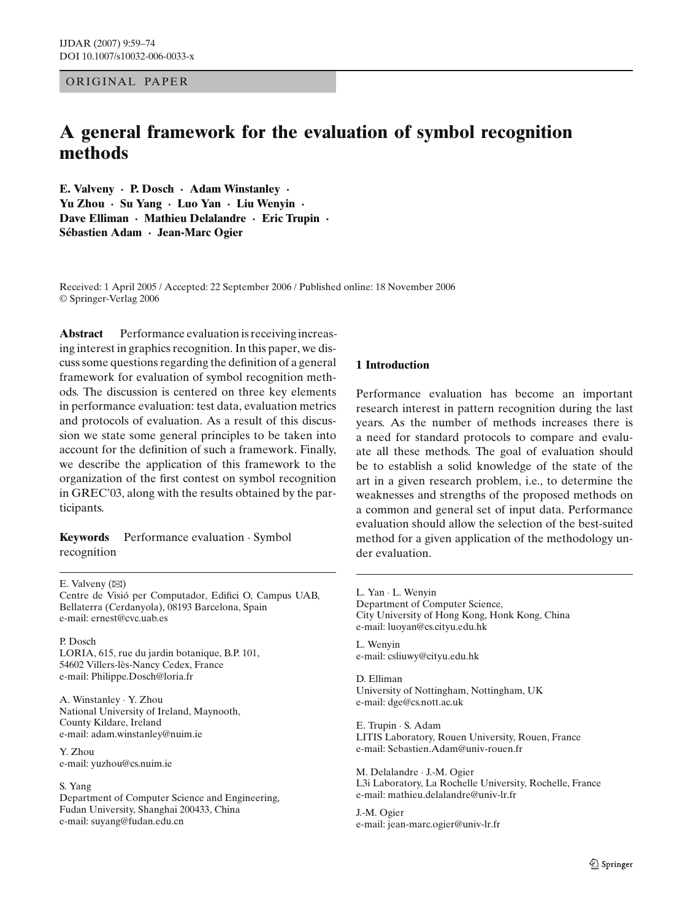ORIGINAL PAPER

# A general framework for the evaluation of symbol recognition methods

**E. Valveny · P. Dosch · Adam Winstanley · Yu Zhou · Su Yang · Luo Yan · Liu Wenyin · Dave Elliman · Mathieu Delalandre · Eric Trupin · Sébastien Adam · Jean-Marc Ogier**

Received: 1 April 2005 / Accepted: 22 September 2006 / Published online: 18 November 2006
© Springer-Verlag 2006

**Abstract** Performance evaluation is receiving increasing interest in graphics recognition. In this paper, we discuss some questions regarding the definition of a general framework for evaluation of symbol recognition methods. The discussion is centered on three key elements in performance evaluation: test data, evaluation metrics and protocols of evaluation. As a result of this discussion we state some general principles to be taken into account for the definition of such a framework. Finally, we describe the application of this framework to the organization of the first contest on symbol recognition in GREC'03, along with the results obtained by the participants.

**Keywords** Performance evaluation · Symbol recognition

E. Valveny (✉)
Centre de Visió per Computador, Edifici O, Campus UAB, Bellaterra (Cerdanyola), 08193 Barcelona, Spain
e-mail: ernest@cvc.uab.es

P. Dosch
LORIA, 615, rue du jardin botanique, B.P. 101, 54602 Villers-lès-Nancy Cedex, France
e-mail: Philippe.Dosch@loria.fr

A. Winstanley · Y. Zhou
National University of Ireland, Maynooth, County Kildare, Ireland
e-mail: adam.winstanley@nuim.ie

Y. Zhou
e-mail: yuzhou@cs.nuim.ie

S. Yang
Department of Computer Science and Engineering, Fudan University, Shanghai 200433, China
e-mail: suyang@fudan.edu.cn

L. Yan · L. Wenyin
Department of Computer Science, City University of Hong Kong, Honk Kong, China
e-mail: luoyan@cs.cityu.edu.hk

L. Wenyin
e-mail: csliuwy@cityu.edu.hk

D. Elliman
University of Nottingham, Nottingham, UK
e-mail: dge@cs.nott.ac.uk

E. Trupin · S. Adam
LITIS Laboratory, Rouen University, Rouen, France
e-mail: Sebastien.Adam@univ-rouen.fr

M. Delalandre · J.-M. Ogier
L3i Laboratory, La Rochelle University, Rochelle, France
e-mail: mathieu.delalandre@univ-lr.fr

J.-M. Ogier
e-mail: jean-marc.ogier@univ-lr.fr

## 1 Introduction

Performance evaluation has become an important research interest in pattern recognition during the last years. As the number of methods increases there is a need for standard protocols to compare and evaluate all these methods. The goal of evaluation should be to establish a solid knowledge of the state of the art in a given research problem, i.e., to determine the weaknesses and strengths of the proposed methods on a common and general set of input data. Performance evaluation should allow the selection of the best-suited method for a given application of the methodology under evaluation.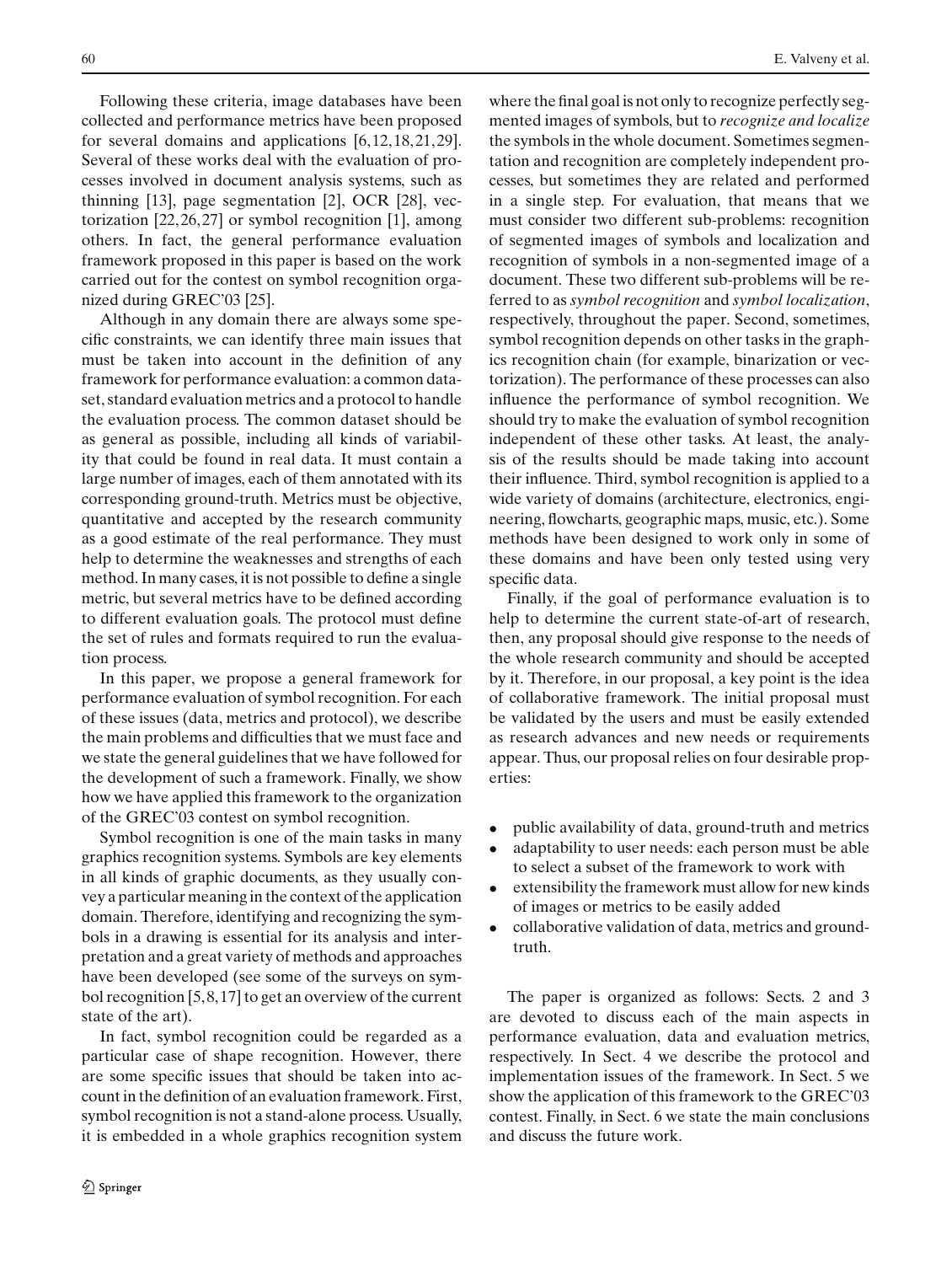Following these criteria, image databases have been collected and performance metrics have been proposed for several domains and applications [6,12,18,21,29]. Several of these works deal with the evaluation of processes involved in document analysis systems, such as thinning [13], page segmentation [2], OCR [28], vectorization [22,26,27] or symbol recognition [1], among others. In fact, the general performance evaluation framework proposed in this paper is based on the work carried out for the contest on symbol recognition organized during GREC'03 [25].

Although in any domain there are always some specific constraints, we can identify three main issues that must be taken into account in the definition of any framework for performance evaluation: a common dataset, standard evaluation metrics and a protocol to handle the evaluation process. The common dataset should be as general as possible, including all kinds of variability that could be found in real data. It must contain a large number of images, each of them annotated with its corresponding ground-truth. Metrics must be objective, quantitative and accepted by the research community as a good estimate of the real performance. They must help to determine the weaknesses and strengths of each method. In many cases, it is not possible to define a single metric, but several metrics have to be defined according to different evaluation goals. The protocol must define the set of rules and formats required to run the evaluation process.

In this paper, we propose a general framework for performance evaluation of symbol recognition. For each of these issues (data, metrics and protocol), we describe the main problems and difficulties that we must face and we state the general guidelines that we have followed for the development of such a framework. Finally, we show how we have applied this framework to the organization of the GREC'03 contest on symbol recognition.

Symbol recognition is one of the main tasks in many graphics recognition systems. Symbols are key elements in all kinds of graphic documents, as they usually convey a particular meaning in the context of the application domain. Therefore, identifying and recognizing the symbols in a drawing is essential for its analysis and interpretation and a great variety of methods and approaches have been developed (see some of the surveys on symbol recognition [5,8,17] to get an overview of the current state of the art).

In fact, symbol recognition could be regarded as a particular case of shape recognition. However, there are some specific issues that should be taken into account in the definition of an evaluation framework. First, symbol recognition is not a stand-alone process. Usually, it is embedded in a whole graphics recognition system where the final goal is not only to recognize perfectly segmented images of symbols, but to *recognize and localize* the symbols in the whole document. Sometimes segmentation and recognition are completely independent processes, but sometimes they are related and performed in a single step. For evaluation, that means that we must consider two different sub-problems: recognition of segmented images of symbols and localization and recognition of symbols in a non-segmented image of a document. These two different sub-problems will be referred to as *symbol recognition* and *symbol localization*, respectively, throughout the paper. Second, sometimes, symbol recognition depends on other tasks in the graphics recognition chain (for example, binarization or vectorization). The performance of these processes can also influence the performance of symbol recognition. We should try to make the evaluation of symbol recognition independent of these other tasks. At least, the analysis of the results should be made taking into account their influence. Third, symbol recognition is applied to a wide variety of domains (architecture, electronics, engineering, flowcharts, geographic maps, music, etc.). Some methods have been designed to work only in some of these domains and have been only tested using very specific data.

Finally, if the goal of performance evaluation is to help to determine the current state-of-art of research, then, any proposal should give response to the needs of the whole research community and should be accepted by it. Therefore, in our proposal, a key point is the idea of collaborative framework. The initial proposal must be validated by the users and must be easily extended as research advances and new needs or requirements appear. Thus, our proposal relies on four desirable properties:

- public availability of data, ground-truth and metrics
- adaptability to user needs: each person must be able to select a subset of the framework to work with
- extensibility the framework must allow for new kinds of images or metrics to be easily added
- collaborative validation of data, metrics and ground-truth.

The paper is organized as follows: Sects. 2 and 3 are devoted to discuss each of the main aspects in performance evaluation, data and evaluation metrics, respectively. In Sect. 4 we describe the protocol and implementation issues of the framework. In Sect. 5 we show the application of this framework to the GREC'03 contest. Finally, in Sect. 6 we state the main conclusions and discuss the future work.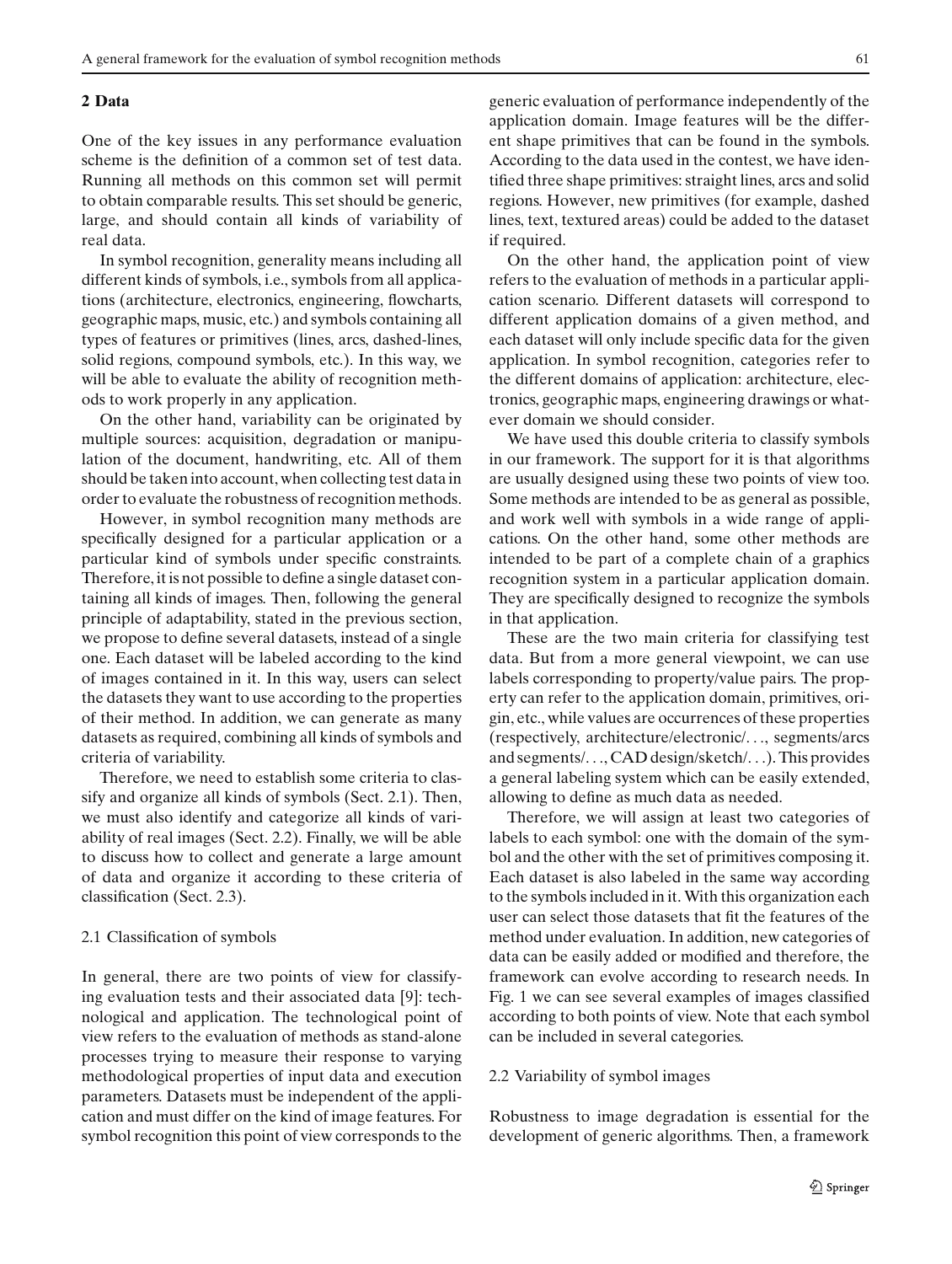## 2 Data

One of the key issues in any performance evaluation scheme is the definition of a common set of test data. Running all methods on this common set will permit to obtain comparable results. This set should be generic, large, and should contain all kinds of variability of real data.

In symbol recognition, generality means including all different kinds of symbols, i.e., symbols from all applications (architecture, electronics, engineering, flowcharts, geographic maps, music, etc.) and symbols containing all types of features or primitives (lines, arcs, dashed-lines, solid regions, compound symbols, etc.). In this way, we will be able to evaluate the ability of recognition methods to work properly in any application.

On the other hand, variability can be originated by multiple sources: acquisition, degradation or manipulation of the document, handwriting, etc. All of them should be taken into account, when collecting test data in order to evaluate the robustness of recognition methods.

However, in symbol recognition many methods are specifically designed for a particular application or a particular kind of symbols under specific constraints. Therefore, it is not possible to define a single dataset containing all kinds of images. Then, following the general principle of adaptability, stated in the previous section, we propose to define several datasets, instead of a single one. Each dataset will be labeled according to the kind of images contained in it. In this way, users can select the datasets they want to use according to the properties of their method. In addition, we can generate as many datasets as required, combining all kinds of symbols and criteria of variability.

Therefore, we need to establish some criteria to classify and organize all kinds of symbols (Sect. 2.1). Then, we must also identify and categorize all kinds of variability of real images (Sect. 2.2). Finally, we will be able to discuss how to collect and generate a large amount of data and organize it according to these criteria of classification (Sect. 2.3).

### 2.1 Classification of symbols

In general, there are two points of view for classifying evaluation tests and their associated data [9]: technological and application. The technological point of view refers to the evaluation of methods as stand-alone processes trying to measure their response to varying methodological properties of input data and execution parameters. Datasets must be independent of the application and must differ on the kind of image features. For symbol recognition this point of view corresponds to the generic evaluation of performance independently of the application domain. Image features will be the different shape primitives that can be found in the symbols. According to the data used in the contest, we have identified three shape primitives: straight lines, arcs and solid regions. However, new primitives (for example, dashed lines, text, textured areas) could be added to the dataset if required.

On the other hand, the application point of view refers to the evaluation of methods in a particular application scenario. Different datasets will correspond to different application domains of a given method, and each dataset will only include specific data for the given application. In symbol recognition, categories refer to the different domains of application: architecture, electronics, geographic maps, engineering drawings or whatever domain we should consider.

We have used this double criteria to classify symbols in our framework. The support for it is that algorithms are usually designed using these two points of view too. Some methods are intended to be as general as possible, and work well with symbols in a wide range of applications. On the other hand, some other methods are intended to be part of a complete chain of a graphics recognition system in a particular application domain. They are specifically designed to recognize the symbols in that application.

These are the two main criteria for classifying test data. But from a more general viewpoint, we can use labels corresponding to property/value pairs. The property can refer to the application domain, primitives, origin, etc., while values are occurrences of these properties (respectively, architecture/electronic/..., segments/arcs and segments/..., CAD design/sketch/...). This provides a general labeling system which can be easily extended, allowing to define as much data as needed.

Therefore, we will assign at least two categories of labels to each symbol: one with the domain of the symbol and the other with the set of primitives composing it. Each dataset is also labeled in the same way according to the symbols included in it. With this organization each user can select those datasets that fit the features of the method under evaluation. In addition, new categories of data can be easily added or modified and therefore, the framework can evolve according to research needs. In Fig. 1 we can see several examples of images classified according to both points of view. Note that each symbol can be included in several categories.

### 2.2 Variability of symbol images

Robustness to image degradation is essential for the development of generic algorithms. Then, a framework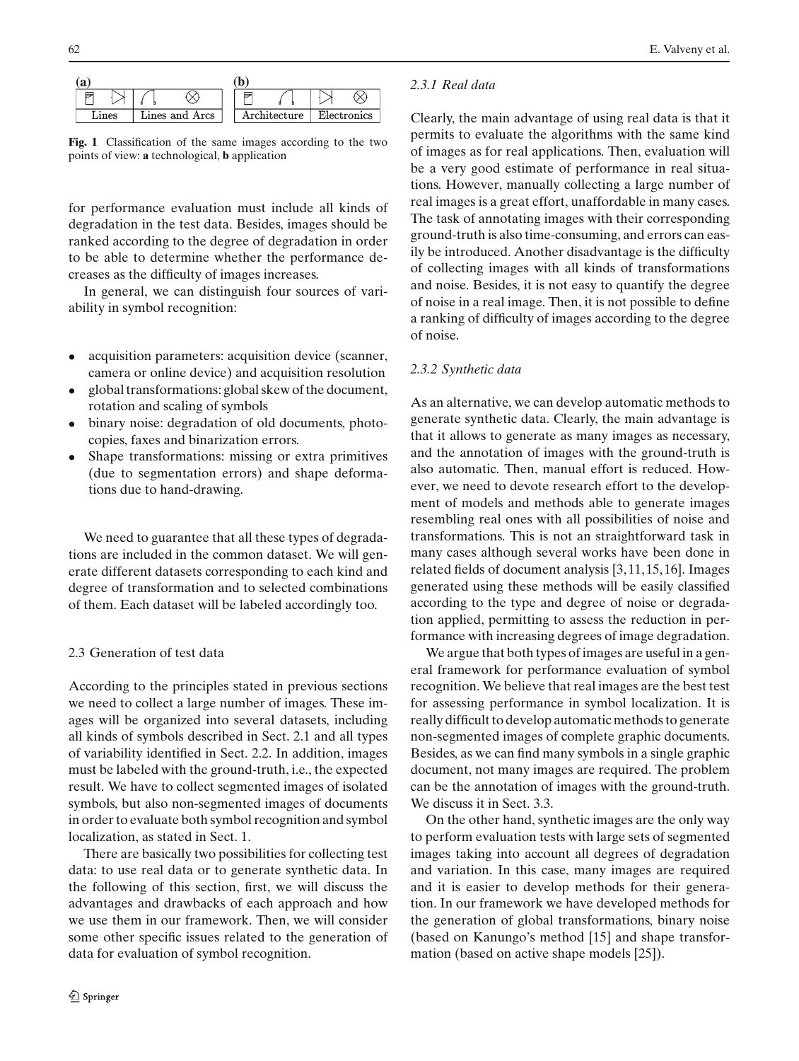| (a) | |
|---|---|
| Lines | Lines and Arcs |

| (b) | |
|---|---|
| Architecture | Electronics |

**Fig. 1** Classification of the same images according to the two points of view: **a** technological, **b** application

for performance evaluation must include all kinds of degradation in the test data. Besides, images should be ranked according to the degree of degradation in order to be able to determine whether the performance decreases as the difficulty of images increases.

In general, we can distinguish four sources of variability in symbol recognition:

- acquisition parameters: acquisition device (scanner, camera or online device) and acquisition resolution
- global transformations: global skew of the document, rotation and scaling of symbols
- binary noise: degradation of old documents, photocopies, faxes and binarization errors.
- Shape transformations: missing or extra primitives (due to segmentation errors) and shape deformations due to hand-drawing.

We need to guarantee that all these types of degradations are included in the common dataset. We will generate different datasets corresponding to each kind and degree of transformation and to selected combinations of them. Each dataset will be labeled accordingly too.

### 2.3 Generation of test data

According to the principles stated in previous sections we need to collect a large number of images. These images will be organized into several datasets, including all kinds of symbols described in Sect. 2.1 and all types of variability identified in Sect. 2.2. In addition, images must be labeled with the ground-truth, i.e., the expected result. We have to collect segmented images of isolated symbols, but also non-segmented images of documents in order to evaluate both symbol recognition and symbol localization, as stated in Sect. 1.

There are basically two possibilities for collecting test data: to use real data or to generate synthetic data. In the following of this section, first, we will discuss the advantages and drawbacks of each approach and how we use them in our framework. Then, we will consider some other specific issues related to the generation of data for evaluation of symbol recognition.

#### *2.3.1 Real data*

Clearly, the main advantage of using real data is that it permits to evaluate the algorithms with the same kind of images as for real applications. Then, evaluation will be a very good estimate of performance in real situations. However, manually collecting a large number of real images is a great effort, unaffordable in many cases. The task of annotating images with their corresponding ground-truth is also time-consuming, and errors can easily be introduced. Another disadvantage is the difficulty of collecting images with all kinds of transformations and noise. Besides, it is not easy to quantify the degree of noise in a real image. Then, it is not possible to define a ranking of difficulty of images according to the degree of noise.

#### *2.3.2 Synthetic data*

As an alternative, we can develop automatic methods to generate synthetic data. Clearly, the main advantage is that it allows to generate as many images as necessary, and the annotation of images with the ground-truth is also automatic. Then, manual effort is reduced. However, we need to devote research effort to the development of models and methods able to generate images resembling real ones with all possibilities of noise and transformations. This is not an straightforward task in many cases although several works have been done in related fields of document analysis [3,11,15,16]. Images generated using these methods will be easily classified according to the type and degree of noise or degradation applied, permitting to assess the reduction in performance with increasing degrees of image degradation.

We argue that both types of images are useful in a general framework for performance evaluation of symbol recognition. We believe that real images are the best test for assessing performance in symbol localization. It is really difficult to develop automatic methods to generate non-segmented images of complete graphic documents. Besides, as we can find many symbols in a single graphic document, not many images are required. The problem can be the annotation of images with the ground-truth. We discuss it in Sect. 3.3.

On the other hand, synthetic images are the only way to perform evaluation tests with large sets of segmented images taking into account all degrees of degradation and variation. In this case, many images are required and it is easier to develop methods for their generation. In our framework we have developed methods for the generation of global transformations, binary noise (based on Kanungo's method [15] and shape transformation (based on active shape models [25]).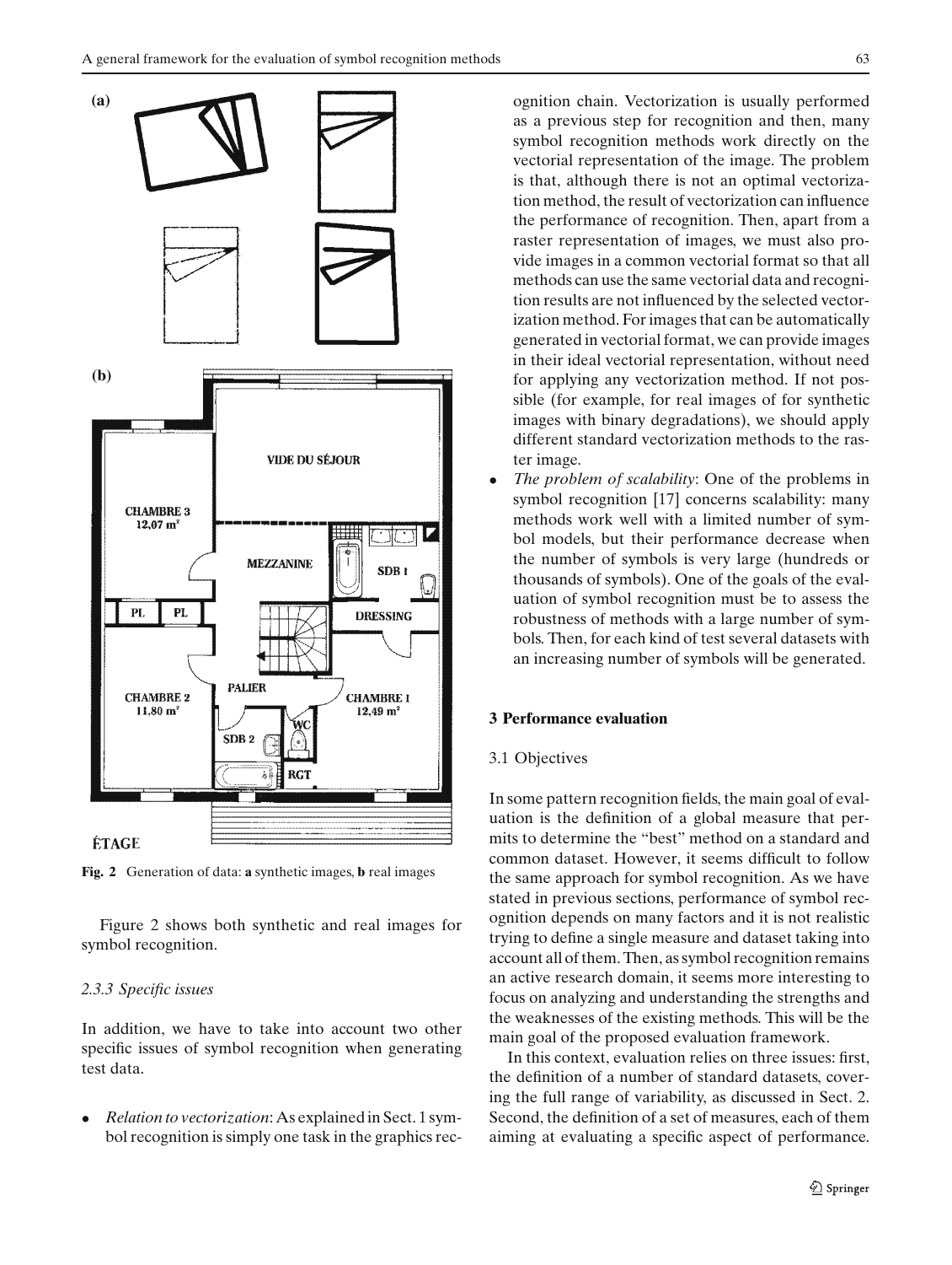**(a)**

**(b)**

VIDE DU SÉJOUR

CHAMBRE 3
12,07 m²

MEZZANINE

SDB 1

PL PL

DRESSING

PALIER

CHAMBRE 2
11,80 m²

CHAMBRE 1
12,49 m²

WC

SDB 2

RGT

ÉTAGE

**Fig. 2** Generation of data: **a** synthetic images, **b** real images

Figure 2 shows both synthetic and real images for symbol recognition.

#### *2.3.3 Specific issues*

In addition, we have to take into account two other specific issues of symbol recognition when generating test data.

- *Relation to vectorization*: As explained in Sect. 1 symbol recognition is simply one task in the graphics recognition chain. Vectorization is usually performed as a previous step for recognition and then, many symbol recognition methods work directly on the vectorial representation of the image. The problem is that, although there is not an optimal vectorization method, the result of vectorization can influence the performance of recognition. Then, apart from a raster representation of images, we must also provide images in a common vectorial format so that all methods can use the same vectorial data and recognition results are not influenced by the selected vectorization method. For images that can be automatically generated in vectorial format, we can provide images in their ideal vectorial representation, without need for applying any vectorization method. If not possible (for example, for real images of for synthetic images with binary degradations), we should apply different standard vectorization methods to the raster image.
- *The problem of scalability*: One of the problems in symbol recognition [17] concerns scalability: many methods work well with a limited number of symbol models, but their performance decrease when the number of symbols is very large (hundreds or thousands of symbols). One of the goals of the evaluation of symbol recognition must be to assess the robustness of methods with a large number of symbols. Then, for each kind of test several datasets with an increasing number of symbols will be generated.

## 3 Performance evaluation

### 3.1 Objectives

In some pattern recognition fields, the main goal of evaluation is the definition of a global measure that permits to determine the "best" method on a standard and common dataset. However, it seems difficult to follow the same approach for symbol recognition. As we have stated in previous sections, performance of symbol recognition depends on many factors and it is not realistic trying to define a single measure and dataset taking into account all of them. Then, as symbol recognition remains an active research domain, it seems more interesting to focus on analyzing and understanding the strengths and the weaknesses of the existing methods. This will be the main goal of the proposed evaluation framework.

In this context, evaluation relies on three issues: first, the definition of a number of standard datasets, covering the full range of variability, as discussed in Sect. 2. Second, the definition of a set of measures, each of them aiming at evaluating a specific aspect of performance.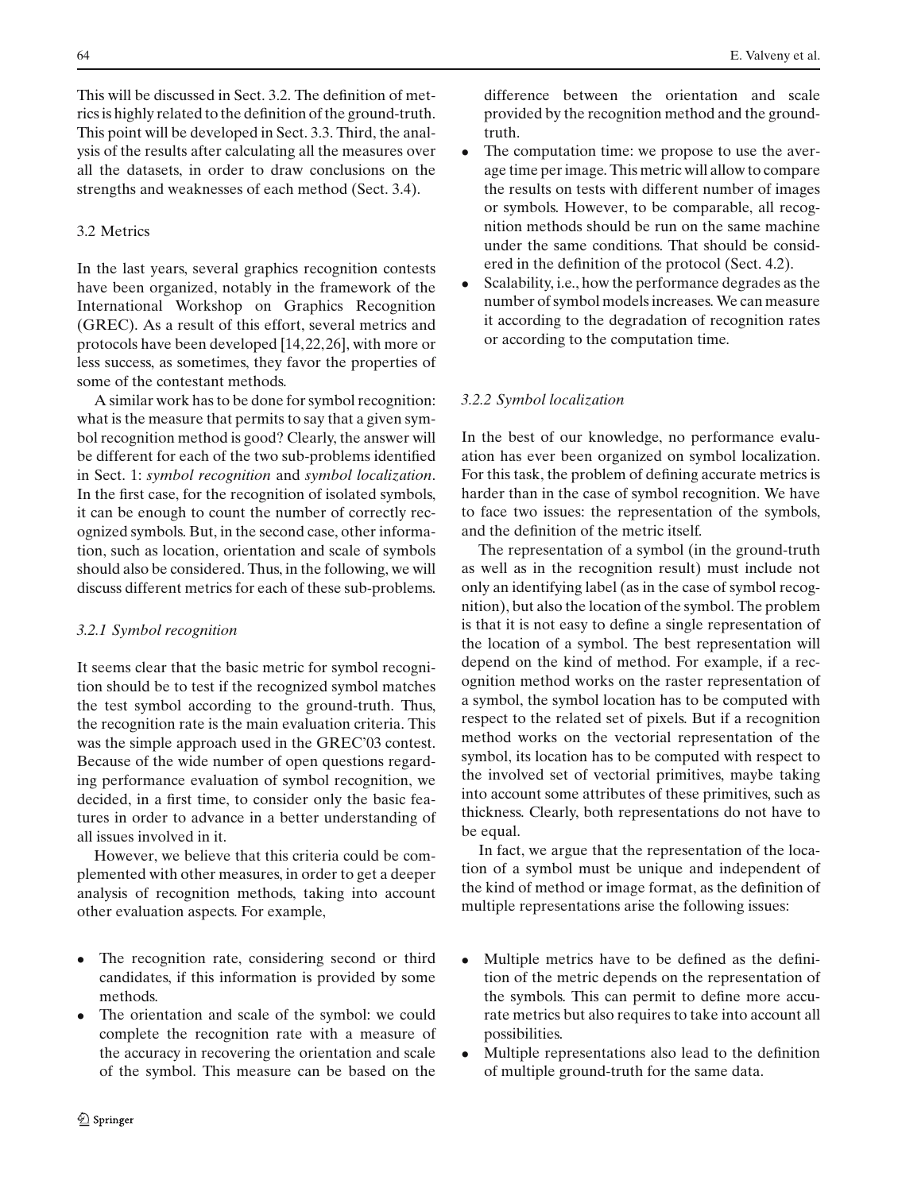This will be discussed in Sect. 3.2. The definition of metrics is highly related to the definition of the ground-truth. This point will be developed in Sect. 3.3. Third, the analysis of the results after calculating all the measures over all the datasets, in order to draw conclusions on the strengths and weaknesses of each method (Sect. 3.4).

## 3.2 Metrics

In the last years, several graphics recognition contests have been organized, notably in the framework of the International Workshop on Graphics Recognition (GREC). As a result of this effort, several metrics and protocols have been developed [14,22,26], with more or less success, as sometimes, they favor the properties of some of the contestant methods.

A similar work has to be done for symbol recognition: what is the measure that permits to say that a given symbol recognition method is good? Clearly, the answer will be different for each of the two sub-problems identified in Sect. 1: *symbol recognition* and *symbol localization*. In the first case, for the recognition of isolated symbols, it can be enough to count the number of correctly recognized symbols. But, in the second case, other information, such as location, orientation and scale of symbols should also be considered. Thus, in the following, we will discuss different metrics for each of these sub-problems.

### *3.2.1 Symbol recognition*

It seems clear that the basic metric for symbol recognition should be to test if the recognized symbol matches the test symbol according to the ground-truth. Thus, the recognition rate is the main evaluation criteria. This was the simple approach used in the GREC'03 contest. Because of the wide number of open questions regarding performance evaluation of symbol recognition, we decided, in a first time, to consider only the basic features in order to advance in a better understanding of all issues involved in it.

However, we believe that this criteria could be complemented with other measures, in order to get a deeper analysis of recognition methods, taking into account other evaluation aspects. For example,

- The recognition rate, considering second or third candidates, if this information is provided by some methods.
- The orientation and scale of the symbol: we could complete the recognition rate with a measure of the accuracy in recovering the orientation and scale of the symbol. This measure can be based on the difference between the orientation and scale provided by the recognition method and the ground-truth.
- The computation time: we propose to use the average time per image. This metric will allow to compare the results on tests with different number of images or symbols. However, to be comparable, all recognition methods should be run on the same machine under the same conditions. That should be considered in the definition of the protocol (Sect. 4.2).
- Scalability, i.e., how the performance degrades as the number of symbol models increases. We can measure it according to the degradation of recognition rates or according to the computation time.

### *3.2.2 Symbol localization*

In the best of our knowledge, no performance evaluation has ever been organized on symbol localization. For this task, the problem of defining accurate metrics is harder than in the case of symbol recognition. We have to face two issues: the representation of the symbols, and the definition of the metric itself.

The representation of a symbol (in the ground-truth as well as in the recognition result) must include not only an identifying label (as in the case of symbol recognition), but also the location of the symbol. The problem is that it is not easy to define a single representation of the location of a symbol. The best representation will depend on the kind of method. For example, if a recognition method works on the raster representation of a symbol, the symbol location has to be computed with respect to the related set of pixels. But if a recognition method works on the vectorial representation of the symbol, its location has to be computed with respect to the involved set of vectorial primitives, maybe taking into account some attributes of these primitives, such as thickness. Clearly, both representations do not have to be equal.

In fact, we argue that the representation of the location of a symbol must be unique and independent of the kind of method or image format, as the definition of multiple representations arise the following issues:

- Multiple metrics have to be defined as the definition of the metric depends on the representation of the symbols. This can permit to define more accurate metrics but also requires to take into account all possibilities.
- Multiple representations also lead to the definition of multiple ground-truth for the same data.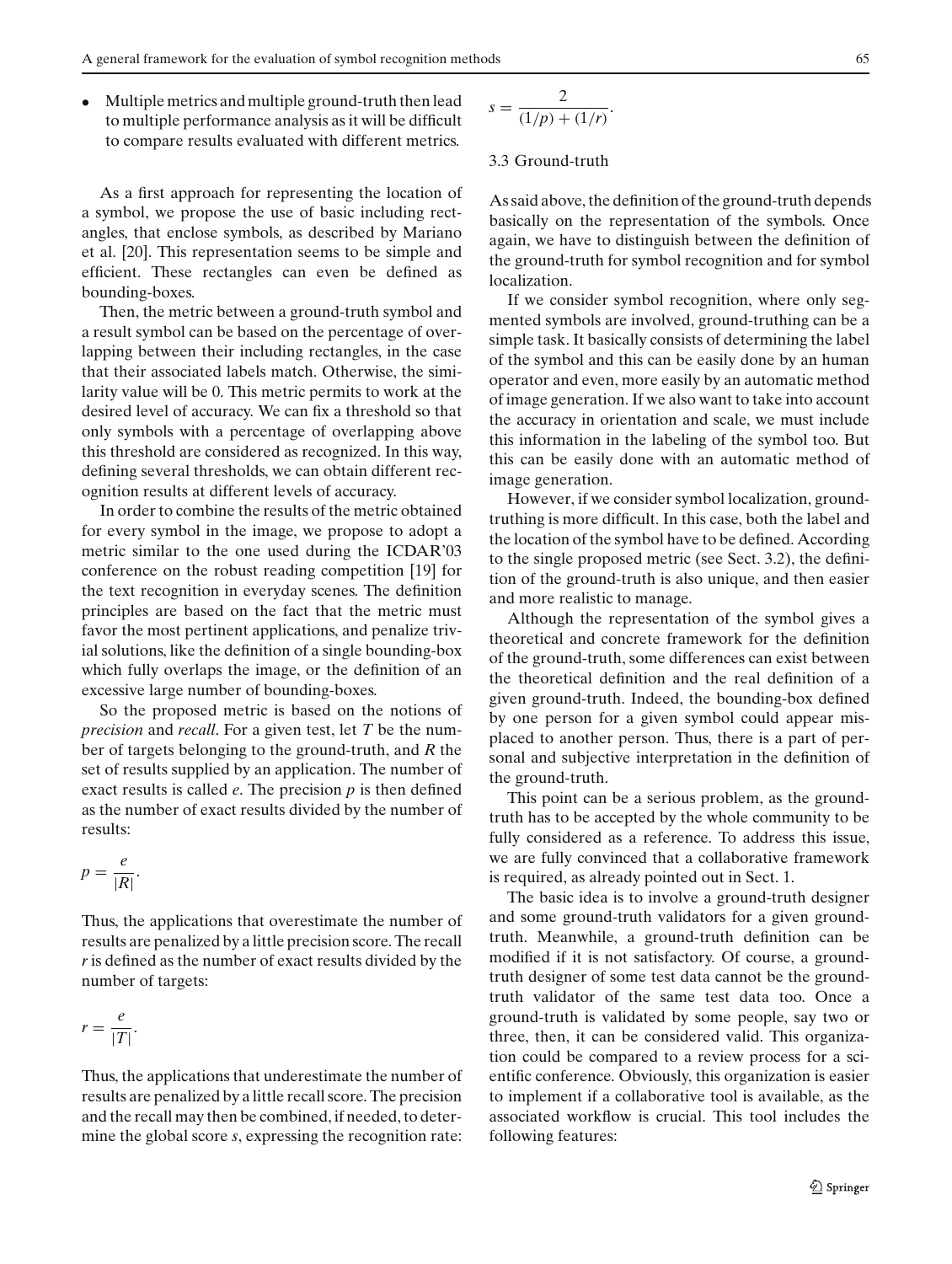- Multiple metrics and multiple ground-truth then lead to multiple performance analysis as it will be difficult to compare results evaluated with different metrics.

As a first approach for representing the location of a symbol, we propose the use of basic including rectangles, that enclose symbols, as described by Mariano et al. [20]. This representation seems to be simple and efficient. These rectangles can even be defined as bounding-boxes.

Then, the metric between a ground-truth symbol and a result symbol can be based on the percentage of overlapping between their including rectangles, in the case that their associated labels match. Otherwise, the similarity value will be 0. This metric permits to work at the desired level of accuracy. We can fix a threshold so that only symbols with a percentage of overlapping above this threshold are considered as recognized. In this way, defining several thresholds, we can obtain different recognition results at different levels of accuracy.

In order to combine the results of the metric obtained for every symbol in the image, we propose to adopt a metric similar to the one used during the ICDAR'03 conference on the robust reading competition [19] for the text recognition in everyday scenes. The definition principles are based on the fact that the metric must favor the most pertinent applications, and penalize trivial solutions, like the definition of a single bounding-box which fully overlaps the image, or the definition of an excessive large number of bounding-boxes.

So the proposed metric is based on the notions of *precision* and *recall*. For a given test, let $T$ be the number of targets belonging to the ground-truth, and $R$ the set of results supplied by an application. The number of exact results is called $e$. The precision $p$ is then defined as the number of exact results divided by the number of results:

$$p = \frac{e}{|R|}.$$

Thus, the applications that overestimate the number of results are penalized by a little precision score. The recall $r$ is defined as the number of exact results divided by the number of targets:

$$r = \frac{e}{|T|}.$$

Thus, the applications that underestimate the number of results are penalized by a little recall score. The precision and the recall may then be combined, if needed, to determine the global score $s$, expressing the recognition rate:

$$s = \frac{2}{(1/p) + (1/r)}.$$

### 3.3 Ground-truth

As said above, the definition of the ground-truth depends basically on the representation of the symbols. Once again, we have to distinguish between the definition of the ground-truth for symbol recognition and for symbol localization.

If we consider symbol recognition, where only segmented symbols are involved, ground-truthing can be a simple task. It basically consists of determining the label of the symbol and this can be easily done by an human operator and even, more easily by an automatic method of image generation. If we also want to take into account the accuracy in orientation and scale, we must include this information in the labeling of the symbol too. But this can be easily done with an automatic method of image generation.

However, if we consider symbol localization, ground-truthing is more difficult. In this case, both the label and the location of the symbol have to be defined. According to the single proposed metric (see Sect. 3.2), the definition of the ground-truth is also unique, and then easier and more realistic to manage.

Although the representation of the symbol gives a theoretical and concrete framework for the definition of the ground-truth, some differences can exist between the theoretical definition and the real definition of a given ground-truth. Indeed, the bounding-box defined by one person for a given symbol could appear misplaced to another person. Thus, there is a part of personal and subjective interpretation in the definition of the ground-truth.

This point can be a serious problem, as the ground-truth has to be accepted by the whole community to be fully considered as a reference. To address this issue, we are fully convinced that a collaborative framework is required, as already pointed out in Sect. 1.

The basic idea is to involve a ground-truth designer and some ground-truth validators for a given ground-truth. Meanwhile, a ground-truth definition can be modified if it is not satisfactory. Of course, a ground-truth designer of some test data cannot be the ground-truth validator of the same test data too. Once a ground-truth is validated by some people, say two or three, then, it can be considered valid. This organization could be compared to a review process for a scientific conference. Obviously, this organization is easier to implement if a collaborative tool is available, as the associated workflow is crucial. This tool includes the following features: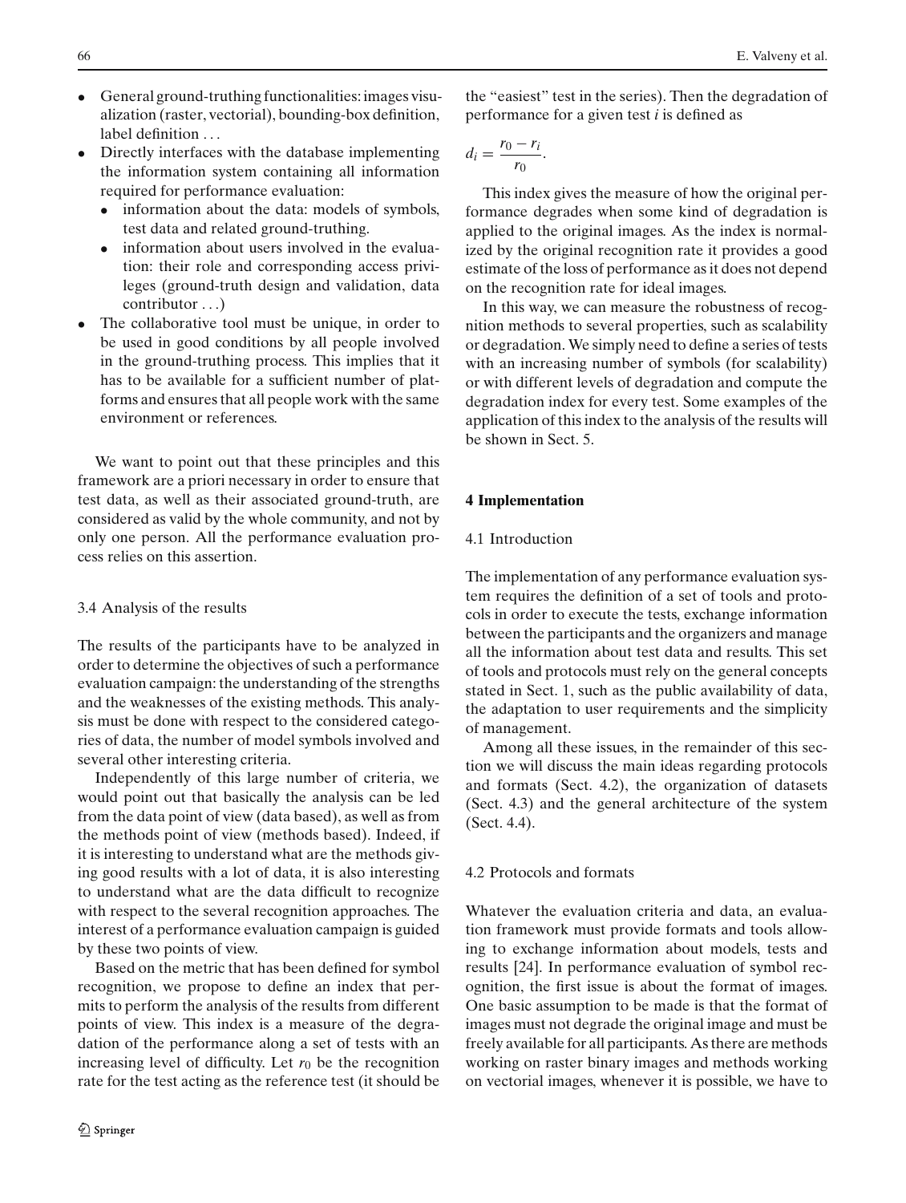- General ground-truthing functionalities: images visualization (raster, vectorial), bounding-box definition, label definition ...
- Directly interfaces with the database implementing the information system containing all information required for performance evaluation:
  - information about the data: models of symbols, test data and related ground-truthing.
  - information about users involved in the evaluation: their role and corresponding access privileges (ground-truth design and validation, data contributor ...)
- The collaborative tool must be unique, in order to be used in good conditions by all people involved in the ground-truthing process. This implies that it has to be available for a sufficient number of platforms and ensures that all people work with the same environment or references.

We want to point out that these principles and this framework are a priori necessary in order to ensure that test data, as well as their associated ground-truth, are considered as valid by the whole community, and not by only one person. All the performance evaluation process relies on this assertion.

### 3.4 Analysis of the results

The results of the participants have to be analyzed in order to determine the objectives of such a performance evaluation campaign: the understanding of the strengths and the weaknesses of the existing methods. This analysis must be done with respect to the considered categories of data, the number of model symbols involved and several other interesting criteria.

Independently of this large number of criteria, we would point out that basically the analysis can be led from the data point of view (data based), as well as from the methods point of view (methods based). Indeed, if it is interesting to understand what are the methods giving good results with a lot of data, it is also interesting to understand what are the data difficult to recognize with respect to the several recognition approaches. The interest of a performance evaluation campaign is guided by these two points of view.

Based on the metric that has been defined for symbol recognition, we propose to define an index that permits to perform the analysis of the results from different points of view. This index is a measure of the degradation of the performance along a set of tests with an increasing level of difficulty. Let $r_0$ be the recognition rate for the test acting as the reference test (it should be the "easiest" test in the series). Then the degradation of performance for a given test $i$ is defined as

$$d_i = \frac{r_0 - r_i}{r_0}.$$

This index gives the measure of how the original performance degrades when some kind of degradation is applied to the original images. As the index is normalized by the original recognition rate it provides a good estimate of the loss of performance as it does not depend on the recognition rate for ideal images.

In this way, we can measure the robustness of recognition methods to several properties, such as scalability or degradation. We simply need to define a series of tests with an increasing number of symbols (for scalability) or with different levels of degradation and compute the degradation index for every test. Some examples of the application of this index to the analysis of the results will be shown in Sect. 5.

## 4 Implementation

### 4.1 Introduction

The implementation of any performance evaluation system requires the definition of a set of tools and protocols in order to execute the tests, exchange information between the participants and the organizers and manage all the information about test data and results. This set of tools and protocols must rely on the general concepts stated in Sect. 1, such as the public availability of data, the adaptation to user requirements and the simplicity of management.

Among all these issues, in the remainder of this section we will discuss the main ideas regarding protocols and formats (Sect. 4.2), the organization of datasets (Sect. 4.3) and the general architecture of the system (Sect. 4.4).

### 4.2 Protocols and formats

Whatever the evaluation criteria and data, an evaluation framework must provide formats and tools allowing to exchange information about models, tests and results [24]. In performance evaluation of symbol recognition, the first issue is about the format of images. One basic assumption to be made is that the format of images must not degrade the original image and must be freely available for all participants. As there are methods working on raster binary images and methods working on vectorial images, whenever it is possible, we have to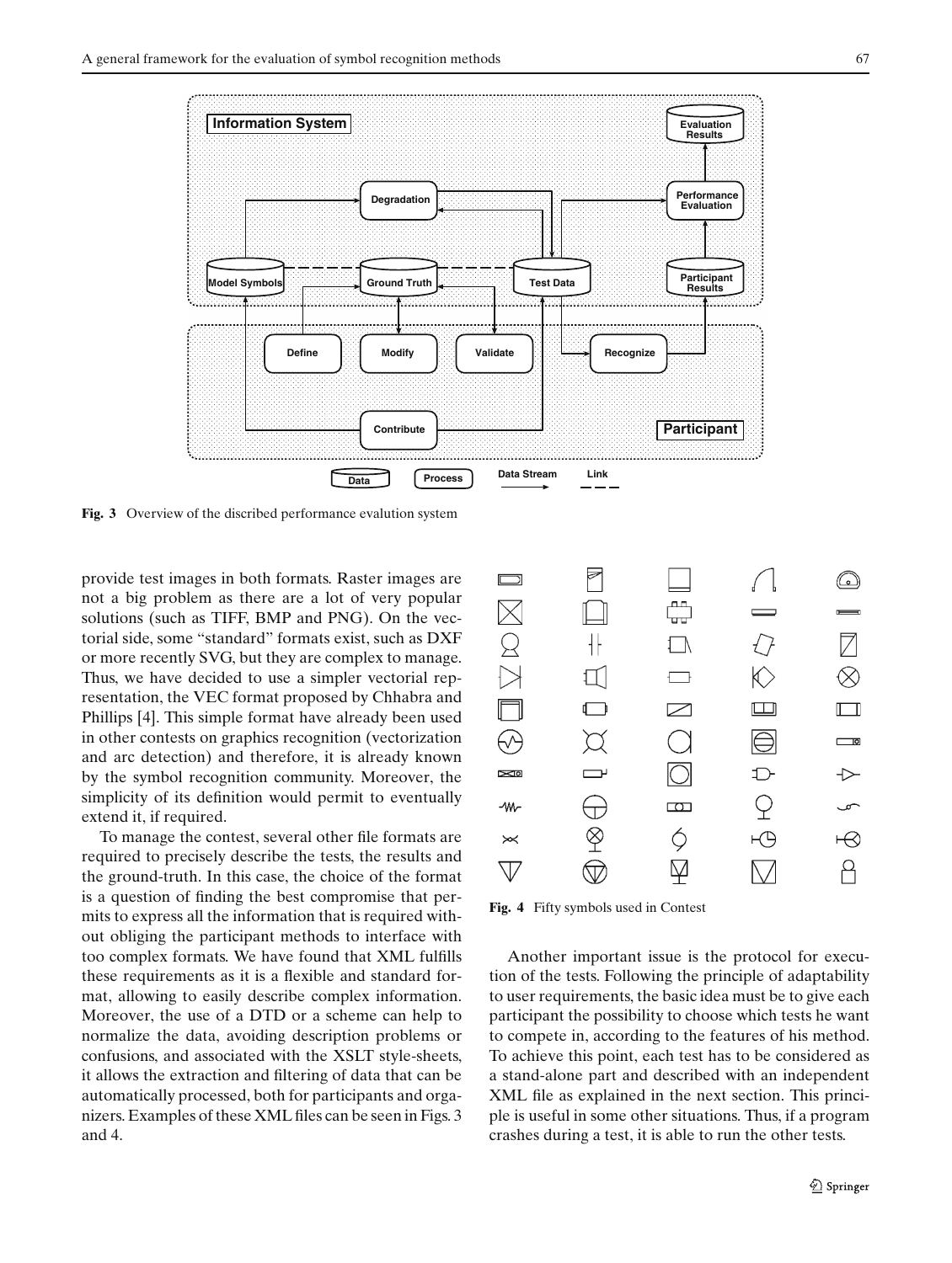Information System

Evaluation Results

Degradation

Performance Evaluation

Model Symbols

Ground Truth

Test Data

Participant Results

Define

Modify

Validate

Recognize

Contribute

Participant

Data

Process

Data Stream

Link

**Fig. 3** Overview of the discribed performance evalution system

provide test images in both formats. Raster images are not a big problem as there are a lot of very popular solutions (such as TIFF, BMP and PNG). On the vectorial side, some "standard" formats exist, such as DXF or more recently SVG, but they are complex to manage. Thus, we have decided to use a simpler vectorial representation, the VEC format proposed by Chhabra and Phillips [4]. This simple format have already been used in other contests on graphics recognition (vectorization and arc detection) and therefore, it is already known by the symbol recognition community. Moreover, the simplicity of its definition would permit to eventually extend it, if required.

To manage the contest, several other file formats are required to precisely describe the tests, the results and the ground-truth. In this case, the choice of the format is a question of finding the best compromise that permits to express all the information that is required without obliging the participant methods to interface with too complex formats. We have found that XML fulfills these requirements as it is a flexible and standard format, allowing to easily describe complex information. Moreover, the use of a DTD or a scheme can help to normalize the data, avoiding description problems or confusions, and associated with the XSLT style-sheets, it allows the extraction and filtering of data that can be automatically processed, both for participants and organizers. Examples of these XML files can be seen in Figs. 3 and 4.

**Fig. 4** Fifty symbols used in Contest

Another important issue is the protocol for execution of the tests. Following the principle of adaptability to user requirements, the basic idea must be to give each participant the possibility to choose which tests he want to compete in, according to the features of his method. To achieve this point, each test has to be considered as a stand-alone part and described with an independent XML file as explained in the next section. This principle is useful in some other situations. Thus, if a program crashes during a test, it is able to run the other tests.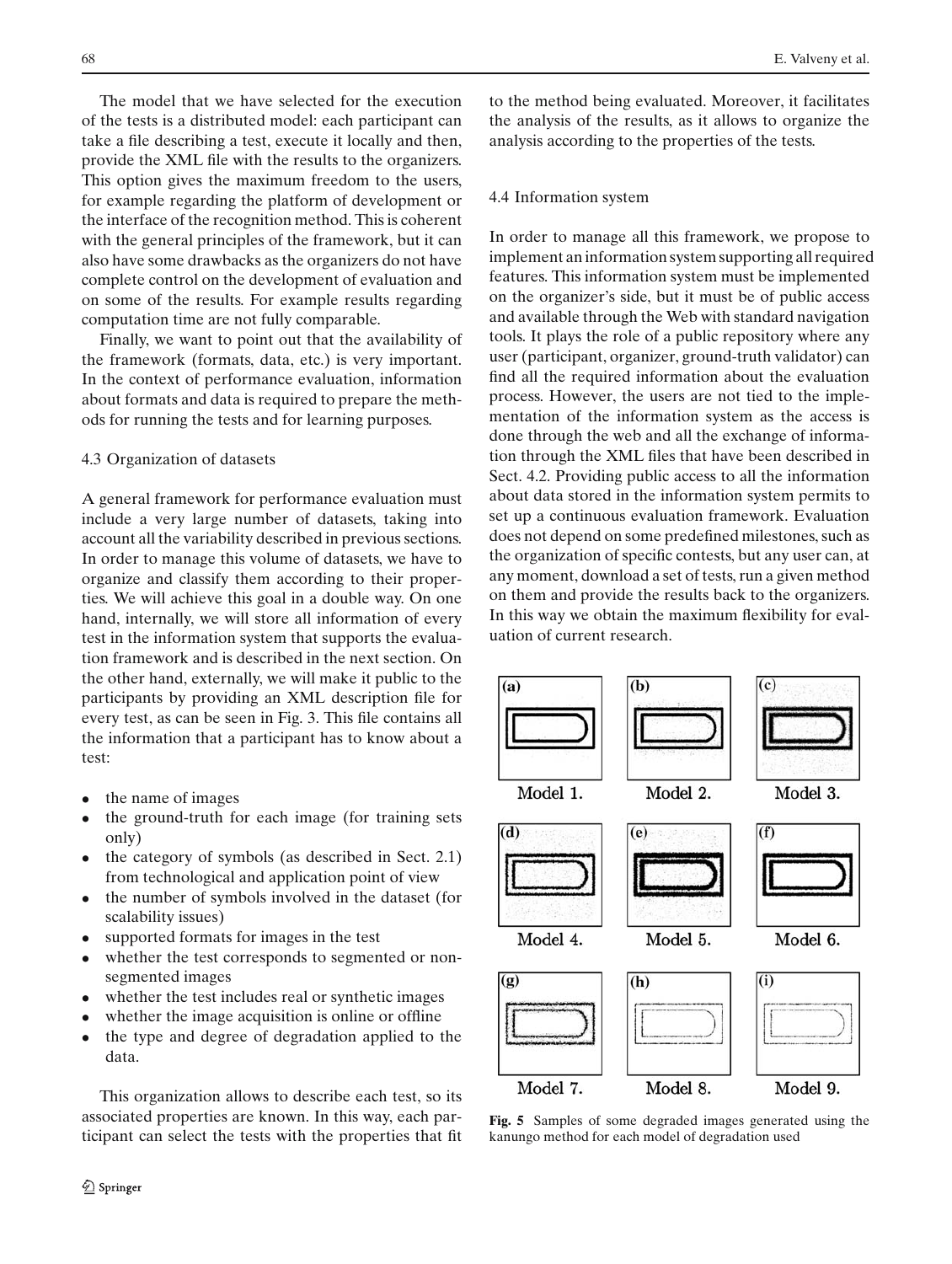The model that we have selected for the execution of the tests is a distributed model: each participant can take a file describing a test, execute it locally and then, provide the XML file with the results to the organizers. This option gives the maximum freedom to the users, for example regarding the platform of development or the interface of the recognition method. This is coherent with the general principles of the framework, but it can also have some drawbacks as the organizers do not have complete control on the development of evaluation and on some of the results. For example results regarding computation time are not fully comparable.

Finally, we want to point out that the availability of the framework (formats, data, etc.) is very important. In the context of performance evaluation, information about formats and data is required to prepare the methods for running the tests and for learning purposes.

### 4.3 Organization of datasets

A general framework for performance evaluation must include a very large number of datasets, taking into account all the variability described in previous sections. In order to manage this volume of datasets, we have to organize and classify them according to their properties. We will achieve this goal in a double way. On one hand, internally, we will store all information of every test in the information system that supports the evaluation framework and is described in the next section. On the other hand, externally, we will make it public to the participants by providing an XML description file for every test, as can be seen in Fig. 3. This file contains all the information that a participant has to know about a test:

- the name of images
- the ground-truth for each image (for training sets only)
- the category of symbols (as described in Sect. 2.1) from technological and application point of view
- the number of symbols involved in the dataset (for scalability issues)
- supported formats for images in the test
- whether the test corresponds to segmented or non-segmented images
- whether the test includes real or synthetic images
- whether the image acquisition is online or offline
- the type and degree of degradation applied to the data.

This organization allows to describe each test, so its associated properties are known. In this way, each participant can select the tests with the properties that fit to the method being evaluated. Moreover, it facilitates the analysis of the results, as it allows to organize the analysis according to the properties of the tests.

### 4.4 Information system

In order to manage all this framework, we propose to implement an information system supporting all required features. This information system must be implemented on the organizer's side, but it must be of public access and available through the Web with standard navigation tools. It plays the role of a public repository where any user (participant, organizer, ground-truth validator) can find all the required information about the evaluation process. However, the users are not tied to the implementation of the information system as the access is done through the web and all the exchange of information through the XML files that have been described in Sect. 4.2. Providing public access to all the information about data stored in the information system permits to set up a continuous evaluation framework. Evaluation does not depend on some predefined milestones, such as the organization of specific contests, but any user can, at any moment, download a set of tests, run a given method on them and provide the results back to the organizers. In this way we obtain the maximum flexibility for evaluation of current research.

(a) Model 1. (b) Model 2. (c) Model 3. (d) Model 4. (e) Model 5. (f) Model 6. (g) Model 7. (h) Model 8. (i) Model 9.

**Fig. 5** Samples of some degraded images generated using the kanungo method for each model of degradation used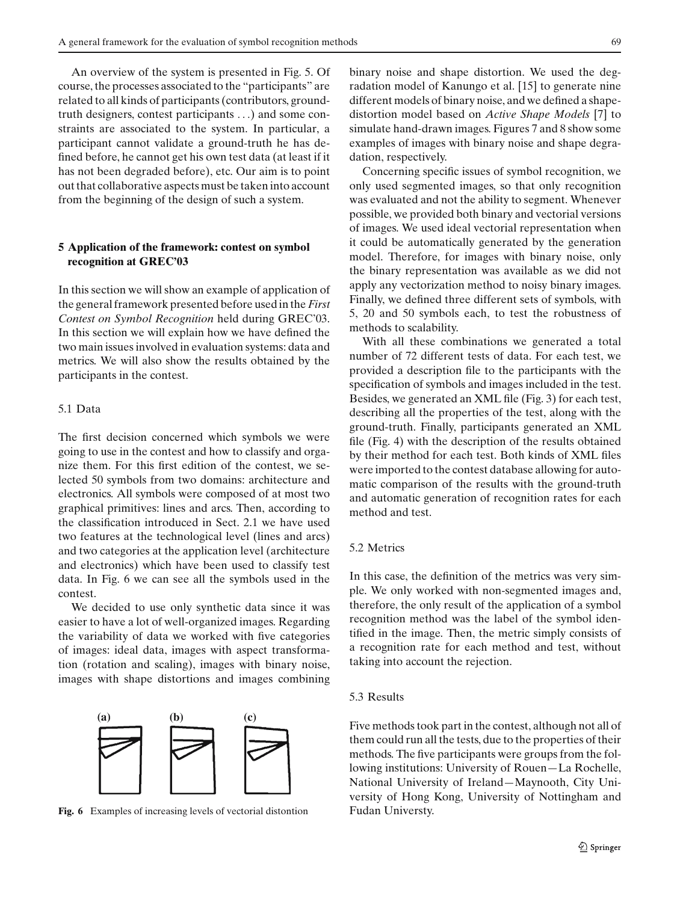An overview of the system is presented in Fig. 5. Of course, the processes associated to the "participants" are related to all kinds of participants (contributors, ground-truth designers, contest participants ...) and some constraints are associated to the system. In particular, a participant cannot validate a ground-truth he has defined before, he cannot get his own test data (at least if it has not been degraded before), etc. Our aim is to point out that collaborative aspects must be taken into account from the beginning of the design of such a system.

## 5 Application of the framework: contest on symbol recognition at GREC'03

In this section we will show an example of application of the general framework presented before used in the *First Contest on Symbol Recognition* held during GREC'03. In this section we will explain how we have defined the two main issues involved in evaluation systems: data and metrics. We will also show the results obtained by the participants in the contest.

### 5.1 Data

The first decision concerned which symbols we were going to use in the contest and how to classify and organize them. For this first edition of the contest, we selected 50 symbols from two domains: architecture and electronics. All symbols were composed of at most two graphical primitives: lines and arcs. Then, according to the classification introduced in Sect. 2.1 we have used two features at the technological level (lines and arcs) and two categories at the application level (architecture and electronics) which have been used to classify test data. In Fig. 6 we can see all the symbols used in the contest.

We decided to use only synthetic data since it was easier to have a lot of well-organized images. Regarding the variability of data we worked with five categories of images: ideal data, images with aspect transformation (rotation and scaling), images with binary noise, images with shape distortions and images combining binary noise and shape distortion. We used the degradation model of Kanungo et al. [15] to generate nine different models of binary noise, and we defined a shape-distortion model based on *Active Shape Models* [7] to simulate hand-drawn images. Figures 7 and 8 show some examples of images with binary noise and shape degradation, respectively.

Concerning specific issues of symbol recognition, we only used segmented images, so that only recognition was evaluated and not the ability to segment. Whenever possible, we provided both binary and vectorial versions of images. We used ideal vectorial representation when it could be automatically generated by the generation model. Therefore, for images with binary noise, only the binary representation was available as we did not apply any vectorization method to noisy binary images. Finally, we defined three different sets of symbols, with 5, 20 and 50 symbols each, to test the robustness of methods to scalability.

With all these combinations we generated a total number of 72 different tests of data. For each test, we provided a description file to the participants with the specification of symbols and images included in the test. Besides, we generated an XML file (Fig. 3) for each test, describing all the properties of the test, along with the ground-truth. Finally, participants generated an XML file (Fig. 4) with the description of the results obtained by their method for each test. Both kinds of XML files were imported to the contest database allowing for automatic comparison of the results with the ground-truth and automatic generation of recognition rates for each method and test.

**Fig. 6** Examples of increasing levels of vectorial distontion

### 5.2 Metrics

In this case, the definition of the metrics was very simple. We only worked with non-segmented images and, therefore, the only result of the application of a symbol recognition method was the label of the symbol identified in the image. Then, the metric simply consists of a recognition rate for each method and test, without taking into account the rejection.

### 5.3 Results

Five methods took part in the contest, although not all of them could run all the tests, due to the properties of their methods. The five participants were groups from the following institutions: University of Rouen—La Rochelle, National University of Ireland—Maynooth, City University of Hong Kong, University of Nottingham and Fudan Universty.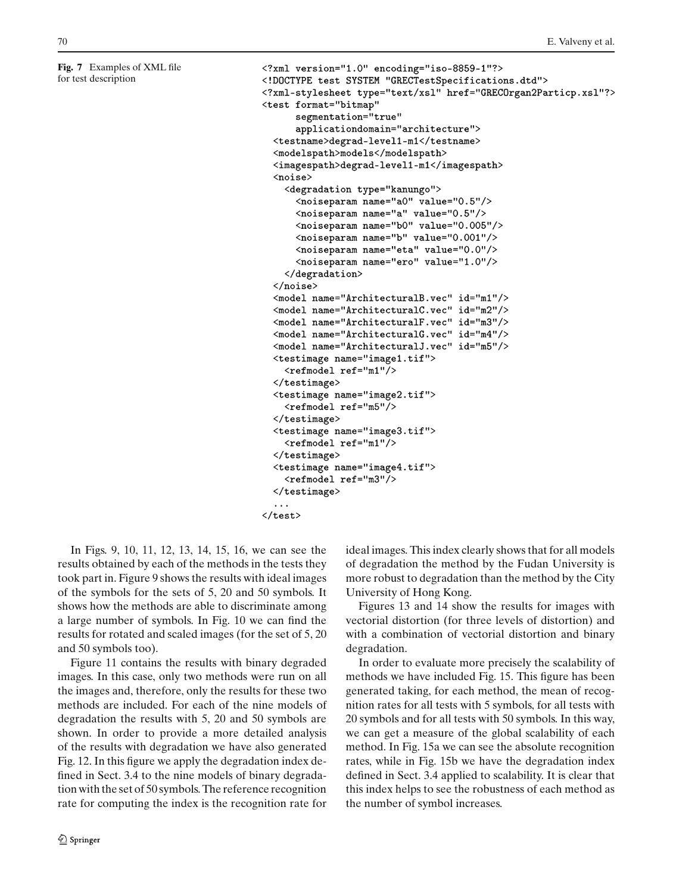**Fig. 7** Examples of XML file for test description

```
<?xml version="1.0" encoding="iso-8859-1"?>
<!DOCTYPE test SYSTEM "GRECTestSpecifications.dtd">
<?xml-stylesheet type="text/xsl" href="GRECOrgan2Particp.xsl"?>
<test format="bitmap"
      segmentation="true"
      applicationdomain="architecture">
  <testname>degrad-level1-m1</testname>
  <modelspath>models</modelspath>
  <imagespath>degrad-level1-m1</imagespath>
  <noise>
    <degradation type="kanungo">
      <noiseparam name="a0" value="0.5"/>
      <noiseparam name="a" value="0.5"/>
      <noiseparam name="b0" value="0.005"/>
      <noiseparam name="b" value="0.001"/>
      <noiseparam name="eta" value="0.0"/>
      <noiseparam name="ero" value="1.0"/>
    </degradation>
  </noise>
  <model name="ArchitecturalB.vec" id="m1"/>
  <model name="ArchitecturalC.vec" id="m2"/>
  <model name="ArchitecturalF.vec" id="m3"/>
  <model name="ArchitecturalG.vec" id="m4"/>
  <model name="ArchitecturalJ.vec" id="m5"/>
  <testimage name="image1.tif">
    <refmodel ref="m1"/>
  </testimage>
  <testimage name="image2.tif">
    <refmodel ref="m5"/>
  </testimage>
  <testimage name="image3.tif">
    <refmodel ref="m1"/>
  </testimage>
  <testimage name="image4.tif">
    <refmodel ref="m3"/>
  </testimage>
  ...
</test>
```

In Figs. 9, 10, 11, 12, 13, 14, 15, 16, we can see the results obtained by each of the methods in the tests they took part in. Figure 9 shows the results with ideal images of the symbols for the sets of 5, 20 and 50 symbols. It shows how the methods are able to discriminate among a large number of symbols. In Fig. 10 we can find the results for rotated and scaled images (for the set of 5, 20 and 50 symbols too).

Figure 11 contains the results with binary degraded images. In this case, only two methods were run on all the images and, therefore, only the results for these two methods are included. For each of the nine models of degradation the results with 5, 20 and 50 symbols are shown. In order to provide a more detailed analysis of the results with degradation we have also generated Fig. 12. In this figure we apply the degradation index defined in Sect. 3.4 to the nine models of binary degradation with the set of 50 symbols. The reference recognition rate for computing the index is the recognition rate for ideal images. This index clearly shows that for all models of degradation the method by the Fudan University is more robust to degradation than the method by the City University of Hong Kong.

Figures 13 and 14 show the results for images with vectorial distortion (for three levels of distortion) and with a combination of vectorial distortion and binary degradation.

In order to evaluate more precisely the scalability of methods we have included Fig. 15. This figure has been generated taking, for each method, the mean of recognition rates for all tests with 5 symbols, for all tests with 20 symbols and for all tests with 50 symbols. In this way, we can get a measure of the global scalability of each method. In Fig. 15a we can see the absolute recognition rates, while in Fig. 15b we have the degradation index defined in Sect. 3.4 applied to scalability. It is clear that this index helps to see the robustness of each method as the number of symbol increases.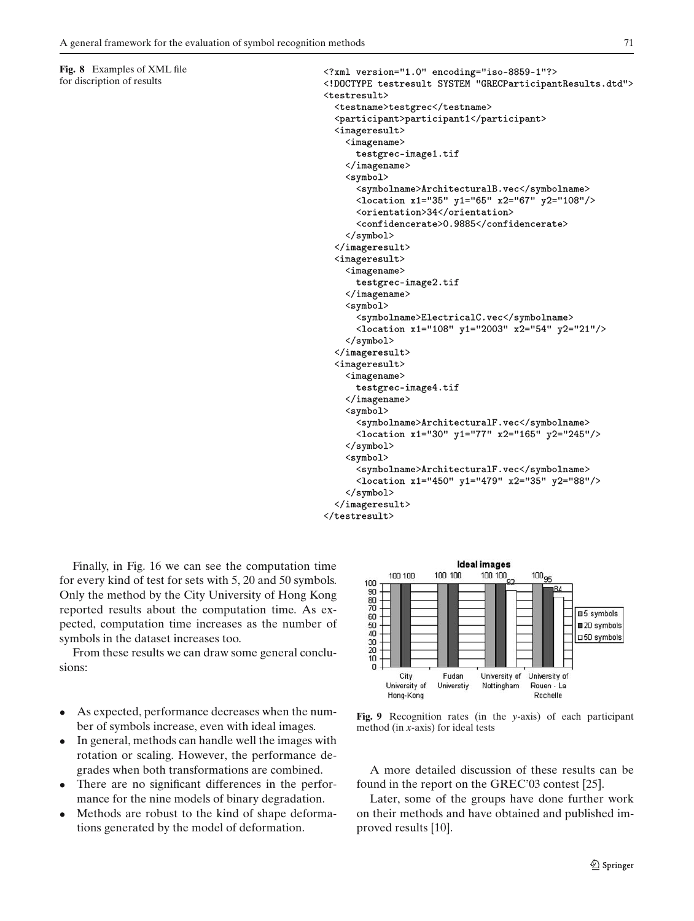**Fig. 8** Examples of XML file for discription of results

```
<?xml version="1.0" encoding="iso-8859-1"?>
<!DOCTYPE testresult SYSTEM "GRECParticipantResults.dtd">
<testresult>
  <testname>testgrec</testname>
  <participant>participant1</participant>
  <imageresult>
    <imagename>
      testgrec-image1.tif
    </imagename>
    <symbol>
      <symbolname>ArchitecturalB.vec</symbolname>
      <location x1="35" y1="65" x2="67" y2="108"/>
      <orientation>34</orientation>
      <confidencerate>0.9885</confidencerate>
    </symbol>
  </imageresult>
  <imageresult>
    <imagename>
      testgrec-image2.tif
    </imagename>
    <symbol>
      <symbolname>ElectricalC.vec</symbolname>
      <location x1="108" y1="2003" x2="54" y2="21"/>
    </symbol>
  </imageresult>
  <imageresult>
    <imagename>
      testgrec-image4.tif
    </imagename>
    <symbol>
      <symbolname>ArchitecturalF.vec</symbolname>
      <location x1="30" y1="77" x2="165" y2="245"/>
    </symbol>
    <symbol>
      <symbolname>ArchitecturalF.vec</symbolname>
      <location x1="450" y1="479" x2="35" y2="88"/>
    </symbol>
  </imageresult>
</testresult>
```

Finally, in Fig. 16 we can see the computation time for every kind of test for sets with 5, 20 and 50 symbols. Only the method by the City University of Hong Kong reported results about the computation time. As expected, computation time increases as the number of symbols in the dataset increases too.

From these results we can draw some general conclusions:

- As expected, performance decreases when the number of symbols increase, even with ideal images.
- In general, methods can handle well the images with rotation or scaling. However, the performance degrades when both transformations are combined.
- There are no significant differences in the performance for the nine models of binary degradation.
- Methods are robust to the kind of shape deformations generated by the model of deformation.

**Fig. 9** Recognition rates (in the *y*-axis) of each participant method (in *x*-axis) for ideal tests

A more detailed discussion of these results can be found in the report on the GREC'03 contest [25].

Later, some of the groups have done further work on their methods and have obtained and published improved results [10].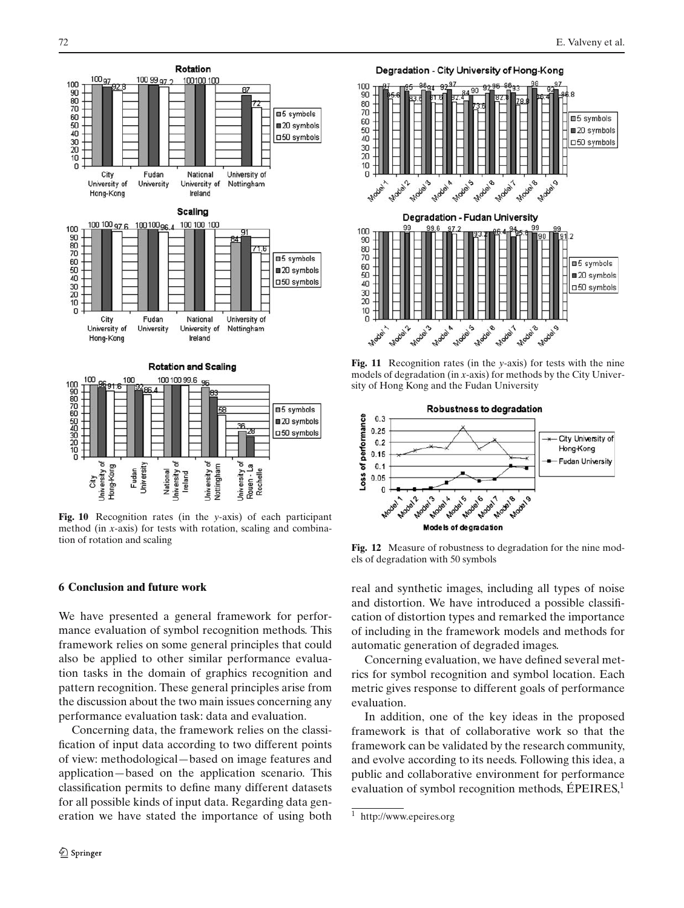**Fig. 10** Recognition rates (in the *y*-axis) of each participant method (in *x*-axis) for tests with rotation, scaling and combination of rotation and scaling

**Fig. 11** Recognition rates (in the *y*-axis) for tests with the nine models of degradation (in *x*-axis) for methods by the City University of Hong Kong and the Fudan University

**Fig. 12** Measure of robustness to degradation for the nine models of degradation with 50 symbols

## 6 Conclusion and future work

We have presented a general framework for performance evaluation of symbol recognition methods. This framework relies on some general principles that could also be applied to other similar performance evaluation tasks in the domain of graphics recognition and pattern recognition. These general principles arise from the discussion about the two main issues concerning any performance evaluation task: data and evaluation.

Concerning data, the framework relies on the classification of input data according to two different points of view: methodological—based on image features and application—based on the application scenario. This classification permits to define many different datasets for all possible kinds of input data. Regarding data generation we have stated the importance of using both real and synthetic images, including all types of noise and distortion. We have introduced a possible classification of distortion types and remarked the importance of including in the framework models and methods for automatic generation of degraded images.

Concerning evaluation, we have defined several metrics for symbol recognition and symbol location. Each metric gives response to different goals of performance evaluation.

In addition, one of the key ideas in the proposed framework is that of collaborative work so that the framework can be validated by the research community, and evolve according to its needs. Following this idea, a public and collaborative environment for performance evaluation of symbol recognition methods, ÉPEIRES,[1]

[1] http://www.epeires.org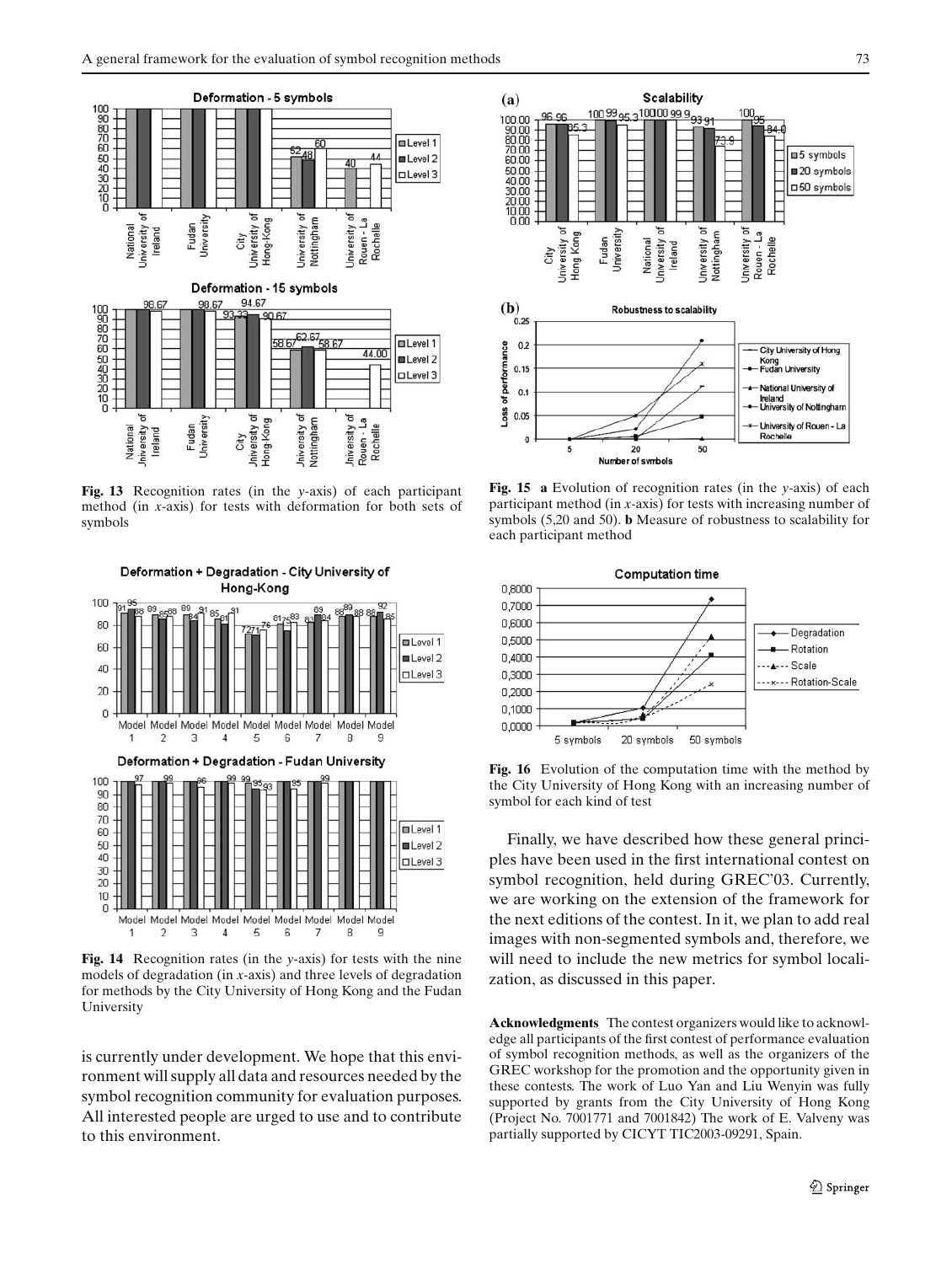**Fig. 13** Recognition rates (in the *y*-axis) of each participant method (in *x*-axis) for tests with deformation for both sets of symbols

**Fig. 14** Recognition rates (in the *y*-axis) for tests with the nine models of degradation (in *x*-axis) and three levels of degradation for methods by the City University of Hong Kong and the Fudan University

is currently under development. We hope that this environment will supply all data and resources needed by the symbol recognition community for evaluation purposes. All interested people are urged to use and to contribute to this environment.

**Fig. 15** **a** Evolution of recognition rates (in the *y*-axis) of each participant method (in *x*-axis) for tests with increasing number of symbols (5,20 and 50). **b** Measure of robustness to scalability for each participant method

**Fig. 16** Evolution of the computation time with the method by the City University of Hong Kong with an increasing number of symbol for each kind of test

Finally, we have described how these general principles have been used in the first international contest on symbol recognition, held during GREC'03. Currently, we are working on the extension of the framework for the next editions of the contest. In it, we plan to add real images with non-segmented symbols and, therefore, we will need to include the new metrics for symbol localization, as discussed in this paper.

**Acknowledgments** The contest organizers would like to acknowledge all participants of the first contest of performance evaluation of symbol recognition methods, as well as the organizers of the GREC workshop for the promotion and the opportunity given in these contests. The work of Luo Yan and Liu Wenyin was fully supported by grants from the City University of Hong Kong (Project No. 7001771 and 7001842) The work of E. Valveny was partially supported by CICYT TIC2003-09291, Spain.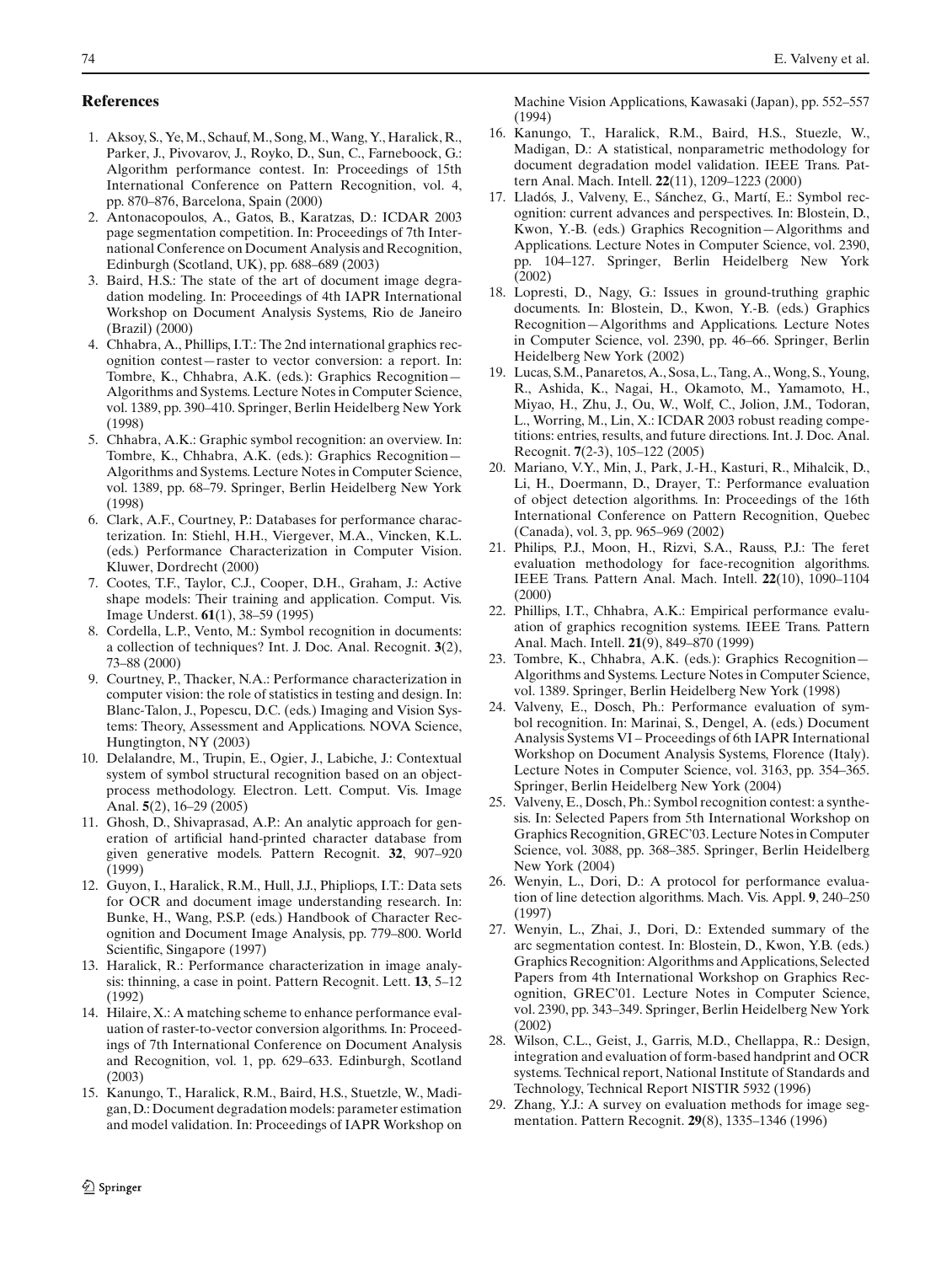## References

1. Aksoy, S., Ye, M., Schauf, M., Song, M., Wang, Y., Haralick, R., Parker, J., Pivovarov, J., Royko, D., Sun, C., Farneboock, G.: Algorithm performance contest. In: Proceedings of 15th International Conference on Pattern Recognition, vol. 4, pp. 870–876, Barcelona, Spain (2000)
2. Antonacopoulos, A., Gatos, B., Karatzas, D.: ICDAR 2003 page segmentation competition. In: Proceedings of 7th International Conference on Document Analysis and Recognition, Edinburgh (Scotland, UK), pp. 688–689 (2003)
3. Baird, H.S.: The state of the art of document image degradation modeling. In: Proceedings of 4th IAPR International Workshop on Document Analysis Systems, Rio de Janeiro (Brazil) (2000)
4. Chhabra, A., Phillips, I.T.: The 2nd international graphics recognition contest—raster to vector conversion: a report. In: Tombre, K., Chhabra, A.K. (eds.): Graphics Recognition—Algorithms and Systems. Lecture Notes in Computer Science, vol. 1389, pp. 390–410. Springer, Berlin Heidelberg New York (1998)
5. Chhabra, A.K.: Graphic symbol recognition: an overview. In: Tombre, K., Chhabra, A.K. (eds.): Graphics Recognition—Algorithms and Systems. Lecture Notes in Computer Science, vol. 1389, pp. 68–79. Springer, Berlin Heidelberg New York (1998)
6. Clark, A.F., Courtney, P.: Databases for performance characterization. In: Stiehl, H.H., Viergever, M.A., Vincken, K.L. (eds.) Performance Characterization in Computer Vision. Kluwer, Dordrecht (2000)
7. Cootes, T.F., Taylor, C.J., Cooper, D.H., Graham, J.: Active shape models: Their training and application. Comput. Vis. Image Underst. **61**(1), 38–59 (1995)
8. Cordella, L.P., Vento, M.: Symbol recognition in documents: a collection of techniques? Int. J. Doc. Anal. Recognit. **3**(2), 73–88 (2000)
9. Courtney, P., Thacker, N.A.: Performance characterization in computer vision: the role of statistics in testing and design. In: Blanc-Talon, J., Popescu, D.C. (eds.) Imaging and Vision Systems: Theory, Assessment and Applications. NOVA Science, Hungtington, NY (2003)
10. Delalandre, M., Trupin, E., Ogier, J., Labiche, J.: Contextual system of symbol structural recognition based on an object-process methodology. Electron. Lett. Comput. Vis. Image Anal. **5**(2), 16–29 (2005)
11. Ghosh, D., Shivaprasad, A.P.: An analytic approach for generation of artificial hand-printed character database from given generative models. Pattern Recognit. **32**, 907–920 (1999)
12. Guyon, I., Haralick, R.M., Hull, J.J., Phipliops, I.T.: Data sets for OCR and document image understanding research. In: Bunke, H., Wang, P.S.P. (eds.) Handbook of Character Recognition and Document Image Analysis, pp. 779–800. World Scientific, Singapore (1997)
13. Haralick, R.: Performance characterization in image analysis: thinning, a case in point. Pattern Recognit. Lett. **13**, 5–12 (1992)
14. Hilaire, X.: A matching scheme to enhance performance evaluation of raster-to-vector conversion algorithms. In: Proceedings of 7th International Conference on Document Analysis and Recognition, vol. 1, pp. 629–633. Edinburgh, Scotland (2003)
15. Kanungo, T., Haralick, R.M., Baird, H.S., Stuetzle, W., Madigan, D.: Document degradation models: parameter estimation and model validation. In: Proceedings of IAPR Workshop on Machine Vision Applications, Kawasaki (Japan), pp. 552–557 (1994)
16. Kanungo, T., Haralick, R.M., Baird, H.S., Stuezle, W., Madigan, D.: A statistical, nonparametric methodology for document degradation model validation. IEEE Trans. Pattern Anal. Mach. Intell. **22**(11), 1209–1223 (2000)
17. Lladós, J., Valveny, E., Sánchez, G., Martí, E.: Symbol recognition: current advances and perspectives. In: Blostein, D., Kwon, Y.-B. (eds.) Graphics Recognition—Algorithms and Applications. Lecture Notes in Computer Science, vol. 2390, pp. 104–127. Springer, Berlin Heidelberg New York (2002)
18. Lopresti, D., Nagy, G.: Issues in ground-truthing graphic documents. In: Blostein, D., Kwon, Y.-B. (eds.) Graphics Recognition—Algorithms and Applications. Lecture Notes in Computer Science, vol. 2390, pp. 46–66. Springer, Berlin Heidelberg New York (2002)
19. Lucas, S.M., Panaretos, A., Sosa, L., Tang, A., Wong, S., Young, R., Ashida, K., Nagai, H., Okamoto, M., Yamamoto, H., Miyao, H., Zhu, J., Ou, W., Wolf, C., Jolion, J.M., Todoran, L., Worring, M., Lin, X.: ICDAR 2003 robust reading competitions: entries, results, and future directions. Int. J. Doc. Anal. Recognit. **7**(2-3), 105–122 (2005)
20. Mariano, V.Y., Min, J., Park, J.-H., Kasturi, R., Mihalcik, D., Li, H., Doermann, D., Drayer, T.: Performance evaluation of object detection algorithms. In: Proceedings of the 16th International Conference on Pattern Recognition, Quebec (Canada), vol. 3, pp. 965–969 (2002)
21. Philips, P.J., Moon, H., Rizvi, S.A., Rauss, P.J.: The feret evaluation methodology for face-recognition algorithms. IEEE Trans. Pattern Anal. Mach. Intell. **22**(10), 1090–1104 (2000)
22. Phillips, I.T., Chhabra, A.K.: Empirical performance evaluation of graphics recognition systems. IEEE Trans. Pattern Anal. Mach. Intell. **21**(9), 849–870 (1999)
23. Tombre, K., Chhabra, A.K. (eds.): Graphics Recognition—Algorithms and Systems. Lecture Notes in Computer Science, vol. 1389. Springer, Berlin Heidelberg New York (1998)
24. Valveny, E., Dosch, Ph.: Performance evaluation of symbol recognition. In: Marinai, S., Dengel, A. (eds.) Document Analysis Systems VI – Proceedings of 6th IAPR International Workshop on Document Analysis Systems, Florence (Italy). Lecture Notes in Computer Science, vol. 3163, pp. 354–365. Springer, Berlin Heidelberg New York (2004)
25. Valveny, E., Dosch, Ph.: Symbol recognition contest: a synthesis. In: Selected Papers from 5th International Workshop on Graphics Recognition, GREC'03. Lecture Notes in Computer Science, vol. 3088, pp. 368–385. Springer, Berlin Heidelberg New York (2004)
26. Wenyin, L., Dori, D.: A protocol for performance evaluation of line detection algorithms. Mach. Vis. Appl. **9**, 240–250 (1997)
27. Wenyin, L., Zhai, J., Dori, D.: Extended summary of the arc segmentation contest. In: Blostein, D., Kwon, Y.B. (eds.) Graphics Recognition: Algorithms and Applications, Selected Papers from 4th International Workshop on Graphics Recognition, GREC'01. Lecture Notes in Computer Science, vol. 2390, pp. 343–349. Springer, Berlin Heidelberg New York (2002)
28. Wilson, C.L., Geist, J., Garris, M.D., Chellappa, R.: Design, integration and evaluation of form-based handprint and OCR systems. Technical report, National Institute of Standards and Technology, Technical Report NISTIR 5932 (1996)
29. Zhang, Y.J.: A survey on evaluation methods for image segmentation. Pattern Recognit. **29**(8), 1335–1346 (1996)